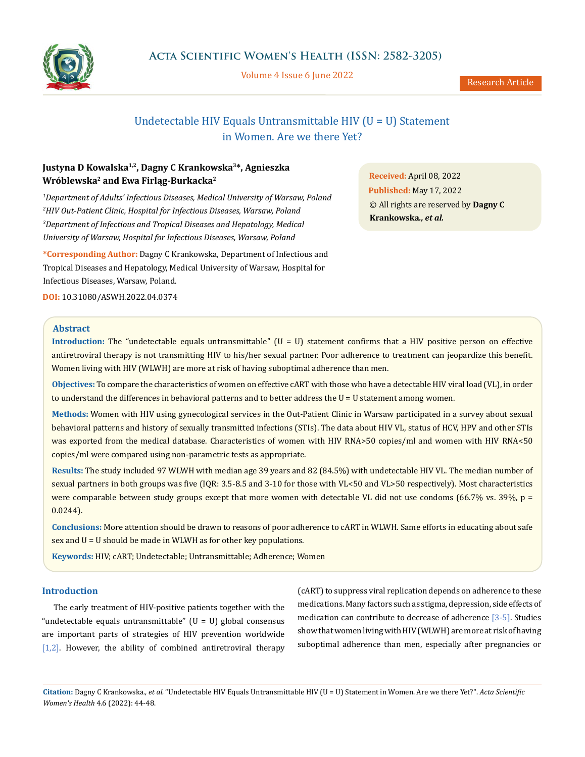# Undetectable HIV Equals Untransmittable HIV (U = U) Statement in Women. Are we there Yet?

**Justyna D Kowalska[1,2], Dagny C Krankowska[3]*, Agnieszka Wróblewska[2] and Ewa Firląg-Burkacka[2]**

[1]*Department of Adults' Infectious Diseases, Medical University of Warsaw, Poland*
[2]*HIV Out-Patient Clinic, Hospital for Infectious Diseases, Warsaw, Poland*
[3]*Department of Infectious and Tropical Diseases and Hepatology, Medical University of Warsaw, Hospital for Infectious Diseases, Warsaw, Poland*

**\*Corresponding Author:** Dagny C Krankowska, Department of Infectious and Tropical Diseases and Hepatology, Medical University of Warsaw, Hospital for Infectious Diseases, Warsaw, Poland.

**DOI:** 10.31080/ASWH.2022.04.0374

**Received:** April 08, 2022
**Published:** May 17, 2022
© All rights are reserved by **Dagny C Krankowska.*, et al.***

## Abstract

**Introduction:** The "undetectable equals untransmittable" (U = U) statement confirms that a HIV positive person on effective antiretroviral therapy is not transmitting HIV to his/her sexual partner. Poor adherence to treatment can jeopardize this benefit. Women living with HIV (WLWH) are more at risk of having suboptimal adherence than men.

**Objectives:** To compare the characteristics of women on effective cART with those who have a detectable HIV viral load (VL), in order to understand the differences in behavioral patterns and to better address the U = U statement among women.

**Methods:** Women with HIV using gynecological services in the Out-Patient Clinic in Warsaw participated in a survey about sexual behavioral patterns and history of sexually transmitted infections (STIs). The data about HIV VL, status of HCV, HPV and other STIs was exported from the medical database. Characteristics of women with HIV RNA>50 copies/ml and women with HIV RNA<50 copies/ml were compared using non-parametric tests as appropriate.

**Results:** The study included 97 WLWH with median age 39 years and 82 (84.5%) with undetectable HIV VL. The median number of sexual partners in both groups was five (IQR: 3.5-8.5 and 3-10 for those with VL<50 and VL>50 respectively). Most characteristics were comparable between study groups except that more women with detectable VL did not use condoms (66.7% vs. 39%, p = 0.0244).

**Conclusions:** More attention should be drawn to reasons of poor adherence to cART in WLWH. Same efforts in educating about safe sex and U = U should be made in WLWH as for other key populations.

**Keywords:** HIV; cART; Undetectable; Untransmittable; Adherence; Women

## Introduction

The early treatment of HIV-positive patients together with the "undetectable equals untransmittable" (U = U) global consensus are important parts of strategies of HIV prevention worldwide [1,2]. However, the ability of combined antiretroviral therapy (cART) to suppress viral replication depends on adherence to these medications. Many factors such as stigma, depression, side effects of medication can contribute to decrease of adherence [3-5]. Studies show that women living with HIV (WLWH) are more at risk of having suboptimal adherence than men, especially after pregnancies or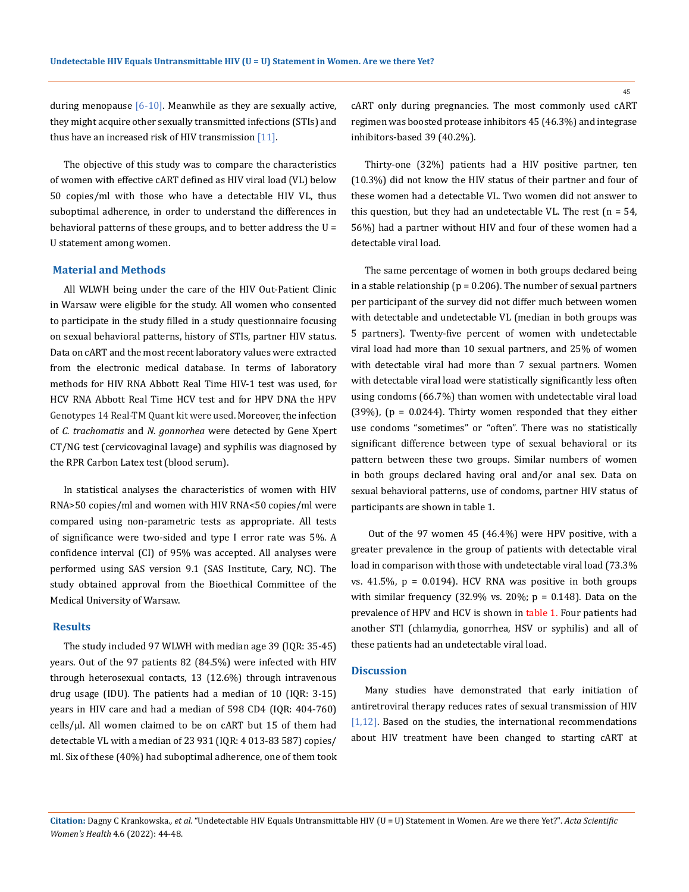during menopause [6-10]. Meanwhile as they are sexually active, they might acquire other sexually transmitted infections (STIs) and thus have an increased risk of HIV transmission [11].

The objective of this study was to compare the characteristics of women with effective cART defined as HIV viral load (VL) below 50 copies/ml with those who have a detectable HIV VL, thus suboptimal adherence, in order to understand the differences in behavioral patterns of these groups, and to better address the U = U statement among women.

## Material and Methods

All WLWH being under the care of the HIV Out-Patient Clinic in Warsaw were eligible for the study. All women who consented to participate in the study filled in a study questionnaire focusing on sexual behavioral patterns, history of STIs, partner HIV status. Data on cART and the most recent laboratory values were extracted from the electronic medical database. In terms of laboratory methods for HIV RNA Abbott Real Time HIV-1 test was used, for HCV RNA Abbott Real Time HCV test and for HPV DNA the HPV Genotypes 14 Real-TM Quant kit were used. Moreover, the infection of *C. trachomatis* and *N. gonnorhea* were detected by Gene Xpert CT/NG test (cervicovaginal lavage) and syphilis was diagnosed by the RPR Carbon Latex test (blood serum).

In statistical analyses the characteristics of women with HIV RNA>50 copies/ml and women with HIV RNA<50 copies/ml were compared using non-parametric tests as appropriate. All tests of significance were two-sided and type I error rate was 5%. A confidence interval (CI) of 95% was accepted. All analyses were performed using SAS version 9.1 (SAS Institute, Cary, NC). The study obtained approval from the Bioethical Committee of the Medical University of Warsaw.

## Results

The study included 97 WLWH with median age 39 (IQR: 35-45) years. Out of the 97 patients 82 (84.5%) were infected with HIV through heterosexual contacts, 13 (12.6%) through intravenous drug usage (IDU). The patients had a median of 10 (IQR: 3-15) years in HIV care and had a median of 598 CD4 (IQR: 404-760) cells/μl. All women claimed to be on cART but 15 of them had detectable VL with a median of 23 931 (IQR: 4 013-83 587) copies/ml. Six of these (40%) had suboptimal adherence, one of them took cART only during pregnancies. The most commonly used cART regimen was boosted protease inhibitors 45 (46.3%) and integrase inhibitors-based 39 (40.2%).

Thirty-one (32%) patients had a HIV positive partner, ten (10.3%) did not know the HIV status of their partner and four of these women had a detectable VL. Two women did not answer to this question, but they had an undetectable VL. The rest (n = 54, 56%) had a partner without HIV and four of these women had a detectable viral load.

The same percentage of women in both groups declared being in a stable relationship ($p = 0.206$). The number of sexual partners per participant of the survey did not differ much between women with detectable and undetectable VL (median in both groups was 5 partners). Twenty-five percent of women with undetectable viral load had more than 10 sexual partners, and 25% of women with detectable viral had more than 7 sexual partners. Women with detectable viral load were statistically significantly less often using condoms (66.7%) than women with undetectable viral load (39%), ($p = 0.0244$). Thirty women responded that they either use condoms "sometimes" or "often". There was no statistically significant difference between type of sexual behavioral or its pattern between these two groups. Similar numbers of women in both groups declared having oral and/or anal sex. Data on sexual behavioral patterns, use of condoms, partner HIV status of participants are shown in table 1.

Out of the 97 women 45 (46.4%) were HPV positive, with a greater prevalence in the group of patients with detectable viral load in comparison with those with undetectable viral load (73.3% vs. 41.5%, $p = 0.0194$). HCV RNA was positive in both groups with similar frequency (32.9% vs. 20%; $p = 0.148$). Data on the prevalence of HPV and HCV is shown in table 1. Four patients had another STI (chlamydia, gonorrhea, HSV or syphilis) and all of these patients had an undetectable viral load.

## Discussion

Many studies have demonstrated that early initiation of antiretroviral therapy reduces rates of sexual transmission of HIV [1,12]. Based on the studies, the international recommendations about HIV treatment have been changed to starting cART at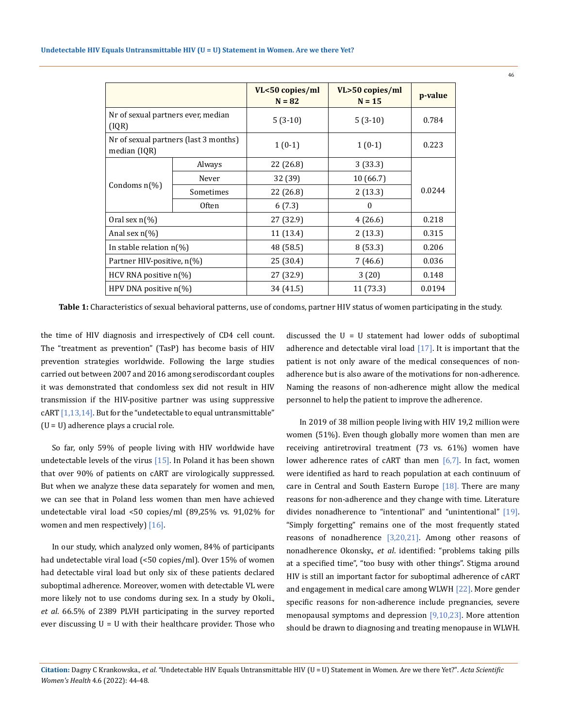| | | VL<50 copies/ml N = 82 | VL>50 copies/ml N = 15 | p-value |
|---|---|---|---|---|
| Nr of sexual partners ever, median (IQR) | | 5 (3-10) | 5 (3-10) | 0.784 |
| Nr of sexual partners (last 3 months) median (IQR) | | 1 (0-1) | 1 (0-1) | 0.223 |
| Condoms n(%) | Always | 22 (26.8) | 3 (33.3) | 0.0244 |
| | Never | 32 (39) | 10 (66.7) | |
| | Sometimes | 22 (26.8) | 2 (13.3) | |
| | Often | 6 (7.3) | 0 | |
| Oral sex n(%) | | 27 (32.9) | 4 (26.6) | 0.218 |
| Anal sex n(%) | | 11 (13.4) | 2 (13.3) | 0.315 |
| In stable relation n(%) | | 48 (58.5) | 8 (53.3) | 0.206 |
| Partner HIV-positive, n(%) | | 25 (30.4) | 7 (46.6) | 0.036 |
| HCV RNA positive n(%) | | 27 (32.9) | 3 (20) | 0.148 |
| HPV DNA positive n(%) | | 34 (41.5) | 11 (73.3) | 0.0194 |

**Table 1:** Characteristics of sexual behavioral patterns, use of condoms, partner HIV status of women participating in the study.

the time of HIV diagnosis and irrespectively of CD4 cell count. The "treatment as prevention" (TasP) has become basis of HIV prevention strategies worldwide. Following the large studies carried out between 2007 and 2016 among serodiscordant couples it was demonstrated that condomless sex did not result in HIV transmission if the HIV-positive partner was using suppressive cART [1,13,14]. But for the "undetectable to equal untransmittable" (U = U) adherence plays a crucial role.

So far, only 59% of people living with HIV worldwide have undetectable levels of the virus [15]. In Poland it has been shown that over 90% of patients on cART are virologically suppressed. But when we analyze these data separately for women and men, we can see that in Poland less women than men have achieved undetectable viral load <50 copies/ml (89,25% vs. 91,02% for women and men respectively) [16].

In our study, which analyzed only women, 84% of participants had undetectable viral load (<50 copies/ml). Over 15% of women had detectable viral load but only six of these patients declared suboptimal adherence. Moreover, women with detectable VL were more likely not to use condoms during sex. In a study by Okoli., *et al*. 66.5% of 2389 PLVH participating in the survey reported ever discussing U = U with their healthcare provider. Those who discussed the U = U statement had lower odds of suboptimal adherence and detectable viral load [17]. It is important that the patient is not only aware of the medical consequences of non-adherence but is also aware of the motivations for non-adherence. Naming the reasons of non-adherence might allow the medical personnel to help the patient to improve the adherence.

In 2019 of 38 million people living with HIV 19,2 million were women (51%). Even though globally more women than men are receiving antiretroviral treatment (73 vs. 61%) women have lower adherence rates of cART than men [6,7]. In fact, women were identified as hard to reach population at each continuum of care in Central and South Eastern Europe [18]. There are many reasons for non-adherence and they change with time. Literature divides nonadherence to "intentional" and "unintentional" [19]. "Simply forgetting" remains one of the most frequently stated reasons of nonadherence [3,20,21]. Among other reasons of nonadherence Okonsky., *et al*. identified: "problems taking pills at a specified time", "too busy with other things". Stigma around HIV is still an important factor for suboptimal adherence of cART and engagement in medical care among WLWH [22]. More gender specific reasons for non-adherence include pregnancies, severe menopausal symptoms and depression [9,10,23]. More attention should be drawn to diagnosing and treating menopause in WLWH.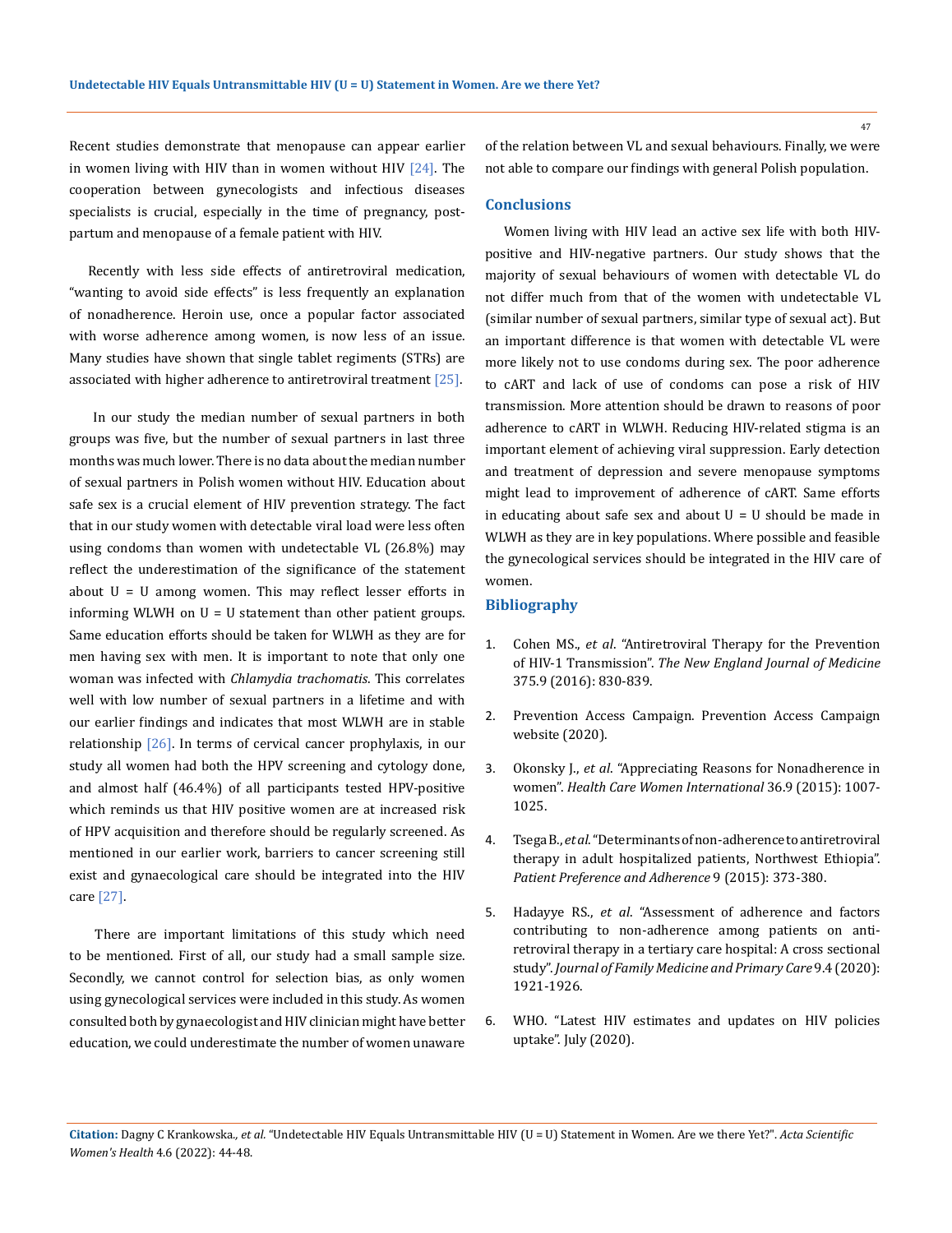Recent studies demonstrate that menopause can appear earlier in women living with HIV than in women without HIV [24]. The cooperation between gynecologists and infectious diseases specialists is crucial, especially in the time of pregnancy, post-partum and menopause of a female patient with HIV.

Recently with less side effects of antiretroviral medication, "wanting to avoid side effects" is less frequently an explanation of nonadherence. Heroin use, once a popular factor associated with worse adherence among women, is now less of an issue. Many studies have shown that single tablet regiments (STRs) are associated with higher adherence to antiretroviral treatment [25].

In our study the median number of sexual partners in both groups was five, but the number of sexual partners in last three months was much lower. There is no data about the median number of sexual partners in Polish women without HIV. Education about safe sex is a crucial element of HIV prevention strategy. The fact that in our study women with detectable viral load were less often using condoms than women with undetectable VL (26.8%) may reflect the underestimation of the significance of the statement about U = U among women. This may reflect lesser efforts in informing WLWH on U = U statement than other patient groups. Same education efforts should be taken for WLWH as they are for men having sex with men. It is important to note that only one woman was infected with *Chlamydia trachomatis*. This correlates well with low number of sexual partners in a lifetime and with our earlier findings and indicates that most WLWH are in stable relationship [26]. In terms of cervical cancer prophylaxis, in our study all women had both the HPV screening and cytology done, and almost half (46.4%) of all participants tested HPV-positive which reminds us that HIV positive women are at increased risk of HPV acquisition and therefore should be regularly screened. As mentioned in our earlier work, barriers to cancer screening still exist and gynaecological care should be integrated into the HIV care [27].

There are important limitations of this study which need to be mentioned. First of all, our study had a small sample size. Secondly, we cannot control for selection bias, as only women using gynecological services were included in this study. As women consulted both by gynaecologist and HIV clinician might have better education, we could underestimate the number of women unaware of the relation between VL and sexual behaviours. Finally, we were not able to compare our findings with general Polish population.

## Conclusions

Women living with HIV lead an active sex life with both HIV-positive and HIV-negative partners. Our study shows that the majority of sexual behaviours of women with detectable VL do not differ much from that of the women with undetectable VL (similar number of sexual partners, similar type of sexual act). But an important difference is that women with detectable VL were more likely not to use condoms during sex. The poor adherence to cART and lack of use of condoms can pose a risk of HIV transmission. More attention should be drawn to reasons of poor adherence to cART in WLWH. Reducing HIV-related stigma is an important element of achieving viral suppression. Early detection and treatment of depression and severe menopause symptoms might lead to improvement of adherence of cART. Same efforts in educating about safe sex and about U = U should be made in WLWH as they are in key populations. Where possible and feasible the gynecological services should be integrated in the HIV care of women.

## Bibliography

1. Cohen MS., *et al*. "Antiretroviral Therapy for the Prevention of HIV-1 Transmission". *The New England Journal of Medicine* 375.9 (2016): 830-839.
2. Prevention Access Campaign. Prevention Access Campaign website (2020).
3. Okonsky J., *et al*. "Appreciating Reasons for Nonadherence in women". *Health Care Women International* 36.9 (2015): 1007-1025.
4. Tsega B., *et al*. "Determinants of non-adherence to antiretroviral therapy in adult hospitalized patients, Northwest Ethiopia". *Patient Preference and Adherence* 9 (2015): 373-380.
5. Hadayye RS., *et al*. "Assessment of adherence and factors contributing to non-adherence among patients on anti-retroviral therapy in a tertiary care hospital: A cross sectional study". *Journal of Family Medicine and Primary Care* 9.4 (2020): 1921-1926.
6. WHO. "Latest HIV estimates and updates on HIV policies uptake". July (2020).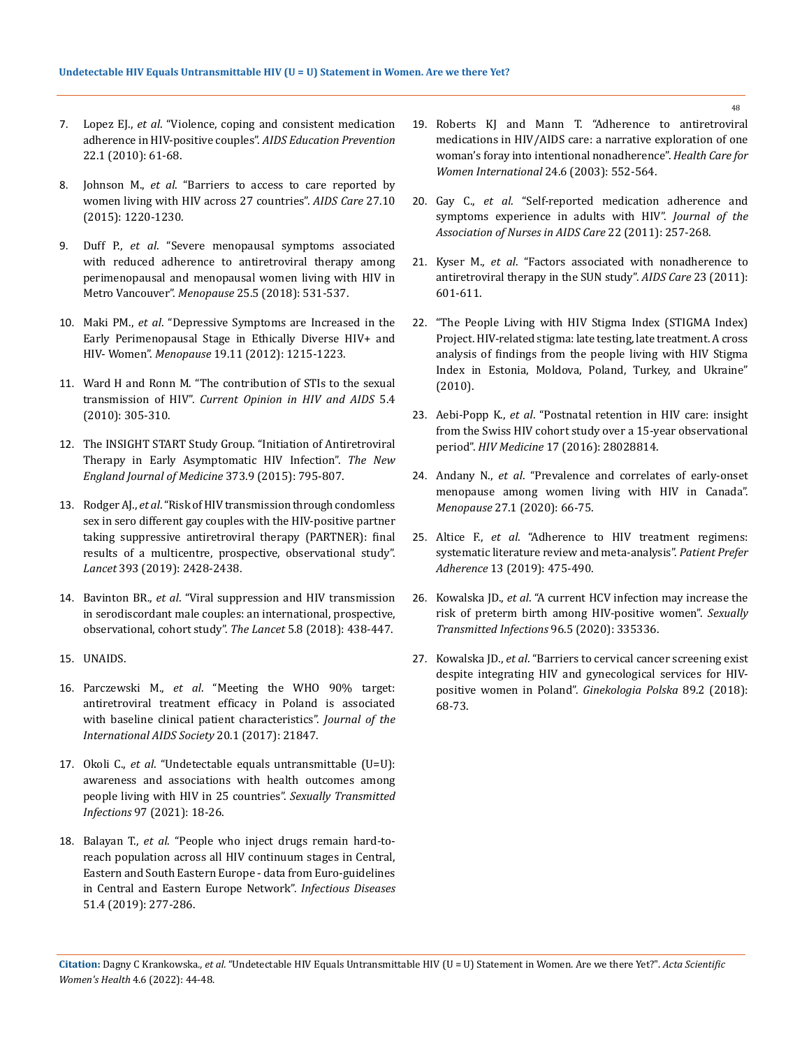7. Lopez EJ., *et al*. "Violence, coping and consistent medication adherence in HIV-positive couples". *AIDS Education Prevention* 22.1 (2010): 61-68.
8. Johnson M., *et al*. "Barriers to access to care reported by women living with HIV across 27 countries". *AIDS Care* 27.10 (2015): 1220-1230.
9. Duff P., *et al*. "Severe menopausal symptoms associated with reduced adherence to antiretroviral therapy among perimenopausal and menopausal women living with HIV in Metro Vancouver". *Menopause* 25.5 (2018): 531-537.
10. Maki PM., *et al*. "Depressive Symptoms are Increased in the Early Perimenopausal Stage in Ethically Diverse HIV+ and HIV- Women". *Menopause* 19.11 (2012): 1215-1223.
11. Ward H and Ronn M. "The contribution of STIs to the sexual transmission of HIV". *Current Opinion in HIV and AIDS* 5.4 (2010): 305-310.
12. The INSIGHT START Study Group. "Initiation of Antiretroviral Therapy in Early Asymptomatic HIV Infection". *The New England Journal of Medicine* 373.9 (2015): 795-807.
13. Rodger AJ., *et al*. "Risk of HIV transmission through condomless sex in sero different gay couples with the HIV-positive partner taking suppressive antiretroviral therapy (PARTNER): final results of a multicentre, prospective, observational study". *Lancet* 393 (2019): 2428-2438.
14. Bavinton BR., *et al*. "Viral suppression and HIV transmission in serodiscordant male couples: an international, prospective, observational, cohort study". *The Lancet* 5.8 (2018): 438-447.
15. UNAIDS.
16. Parczewski M., *et al*. "Meeting the WHO 90% target: antiretroviral treatment efficacy in Poland is associated with baseline clinical patient characteristics". *Journal of the International AIDS Society* 20.1 (2017): 21847.
17. Okoli C., *et al*. "Undetectable equals untransmittable (U=U): awareness and associations with health outcomes among people living with HIV in 25 countries". *Sexually Transmitted Infections* 97 (2021): 18-26.
18. Balayan T., *et al*. "People who inject drugs remain hard-to-reach population across all HIV continuum stages in Central, Eastern and South Eastern Europe - data from Euro-guidelines in Central and Eastern Europe Network". *Infectious Diseases* 51.4 (2019): 277-286.
19. Roberts KJ and Mann T. "Adherence to antiretroviral medications in HIV/AIDS care: a narrative exploration of one woman's foray into intentional nonadherence". *Health Care for Women International* 24.6 (2003): 552-564.
20. Gay C., *et al*. "Self-reported medication adherence and symptoms experience in adults with HIV". *Journal of the Association of Nurses in AIDS Care* 22 (2011): 257-268.
21. Kyser M., *et al*. "Factors associated with nonadherence to antiretroviral therapy in the SUN study". *AIDS Care* 23 (2011): 601-611.
22. "The People Living with HIV Stigma Index (STIGMA Index) Project. HIV-related stigma: late testing, late treatment. A cross analysis of findings from the people living with HIV Stigma Index in Estonia, Moldova, Poland, Turkey, and Ukraine" (2010).
23. Aebi-Popp K., *et al*. "Postnatal retention in HIV care: insight from the Swiss HIV cohort study over a 15-year observational period". *HIV Medicine* 17 (2016): 28028814.
24. Andany N., *et al*. "Prevalence and correlates of early-onset menopause among women living with HIV in Canada". *Menopause* 27.1 (2020): 66-75.
25. Altice F., *et al*. "Adherence to HIV treatment regimens: systematic literature review and meta-analysis". *Patient Prefer Adherence* 13 (2019): 475-490.
26. Kowalska JD., *et al*. "A current HCV infection may increase the risk of preterm birth among HIV-positive women". *Sexually Transmitted Infections* 96.5 (2020): 335336.
27. Kowalska JD., *et al*. "Barriers to cervical cancer screening exist despite integrating HIV and gynecological services for HIV-positive women in Poland". *Ginekologia Polska* 89.2 (2018): 68-73.